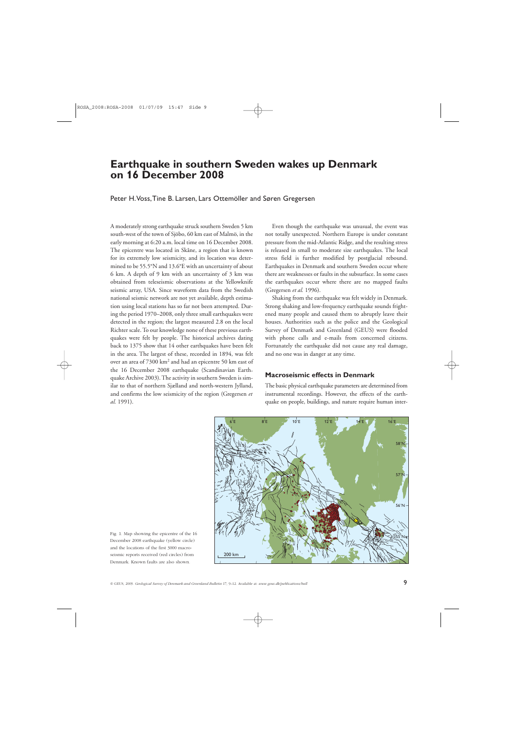# Earthquake in southern Sweden wakes up Denmark on 16 December 2008

Peter H. Voss, Tine B. Larsen, Lars Ottemöller and Søren Gregersen

A moderately strong earthquake struck southern Sweden 5 km south-west of the town of Sjöbo, 60 km east of Malmö, in the early morning at 6:20 a.m. local time on 16 December 2008. The epicentre was located in Skåne, a region that is known for its extremely low seismicity, and its location was determined to be 55.5°N and 13.6°E with an uncertainty of about 6 km. A depth of 9 km with an uncertainty of 3 km was obtained from teleseismic observations at the Yellowknife seismic array, USA. Since waveform data from the Swedish national seismic network are not yet available, depth estimation using local stations has so far not been attempted. During the period 1970–2008, only three small earthquakes were detected in the region; the largest measured 2.8 on the local Richter scale. To our knowledge none of these previous earthquakes were felt by people. The historical archives dating back to 1375 show that 14 other earthquakes have been felt in the area. The largest of these, recorded in 1894, was felt over an area of 7300 km$^2$ and had an epicentre 50 km east of the 16 December 2008 earthquake (Scandinavian Earthquake Archive 2003). The activity in southern Sweden is similar to that of northern Sjælland and north-western Jylland, and confirms the low seismicity of the region (Gregersen *et al.* 1991).

Even though the earthquake was unusual, the event was not totally unexpected. Northern Europe is under constant pressure from the mid-Atlantic Ridge, and the resulting stress is released in small to moderate size earthquakes. The local stress field is further modified by postglacial rebound. Earthquakes in Denmark and southern Sweden occur where there are weaknesses or faults in the subsurface. In some cases the earthquakes occur where there are no mapped faults (Gregersen *et al.* 1996).

Shaking from the earthquake was felt widely in Denmark. Strong shaking and low-frequency earthquake sounds frightened many people and caused them to abruptly leave their houses. Authorities such as the police and the Geological Survey of Denmark and Greenland (GEUS) were flooded with phone calls and e-mails from concerned citizens. Fortunately the earthquake did not cause any real damage, and no one was in danger at any time.

## Macroseismic effects in Denmark

The basic physical earthquake parameters are determined from instrumental recordings. However, the effects of the earthquake on people, buildings, and nature require human inter-

Fig. 1. Map showing the epicentre of the 16 December 2008 earthquake (yellow circle) and the locations of the first 3000 macroseismic reports received (red circles) from Denmark. Known faults are also shown.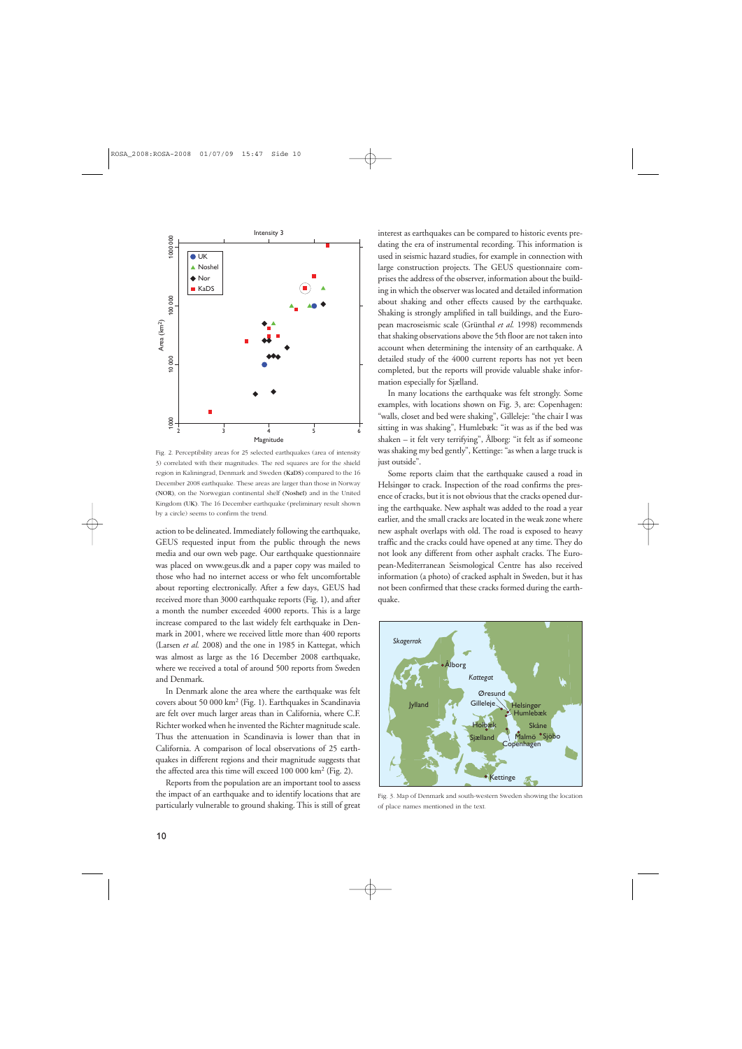Fig. 2. Perceptibility areas for 25 selected earthquakes (area of intensity 3) correlated with their magnitudes. The red squares are for the shield region in Kaliningrad, Denmark and Sweden (**KaDS**) compared to the 16 December 2008 earthquake. These areas are larger than those in Norway (**NOR**), on the Norwegian continental shelf (**Noshel**) and in the United Kingdom (**UK**). The 16 December earthquake (preliminary result shown by a circle) seems to confirm the trend.

action to be delineated. Immediately following the earthquake, GEUS requested input from the public through the news media and our own web page. Our earthquake questionnaire was placed on www.geus.dk and a paper copy was mailed to those who had no internet access or who felt uncomfortable about reporting electronically. After a few days, GEUS had received more than 3000 earthquake reports (Fig. 1), and after a month the number exceeded 4000 reports. This is a large increase compared to the last widely felt earthquake in Denmark in 2001, where we received little more than 400 reports (Larsen *et al.* 2008) and the one in 1985 in Kattegat, which was almost as large as the 16 December 2008 earthquake, where we received a total of around 500 reports from Sweden and Denmark.

In Denmark alone the area where the earthquake was felt covers about 50 000 km$^2$ (Fig. 1). Earthquakes in Scandinavia are felt over much larger areas than in California, where C.F. Richter worked when he invented the Richter magnitude scale. Thus the attenuation in Scandinavia is lower than that in California. A comparison of local observations of 25 earthquakes in different regions and their magnitude suggests that the affected area this time will exceed 100 000 km$^2$ (Fig. 2).

Reports from the population are an important tool to assess the impact of an earthquake and to identify locations that are particularly vulnerable to ground shaking. This is still of great interest as earthquakes can be compared to historic events predating the era of instrumental recording. This information is used in seismic hazard studies, for example in connection with large construction projects. The GEUS questionnaire comprises the address of the observer, information about the building in which the observer was located and detailed information about shaking and other effects caused by the earthquake. Shaking is strongly amplified in tall buildings, and the European macroseismic scale (Grünthal *et al.* 1998) recommends that shaking observations above the 5th floor are not taken into account when determining the intensity of an earthquake. A detailed study of the 4000 current reports has not yet been completed, but the reports will provide valuable shake information especially for Sjælland.

In many locations the earthquake was felt strongly. Some examples, with locations shown on Fig. 3, are: Copenhagen: "walls, closet and bed were shaking", Gilleleje: "the chair I was sitting in was shaking", Humlebæk: "it was as if the bed was shaken – it felt very terrifying", Ålborg: "it felt as if someone was shaking my bed gently", Kettinge: "as when a large truck is just outside".

Some reports claim that the earthquake caused a road in Helsingør to crack. Inspection of the road confirms the presence of cracks, but it is not obvious that the cracks opened during the earthquake. New asphalt was added to the road a year earlier, and the small cracks are located in the weak zone where new asphalt overlaps with old. The road is exposed to heavy traffic and the cracks could have opened at any time. They do not look any different from other asphalt cracks. The Euro-pean-Mediterranean Seismological Centre has also received information (a photo) of cracked asphalt in Sweden, but it has not been confirmed that these cracks formed during the earthquake.

Fig. 3. Map of Denmark and south-western Sweden showing the location of place names mentioned in the text.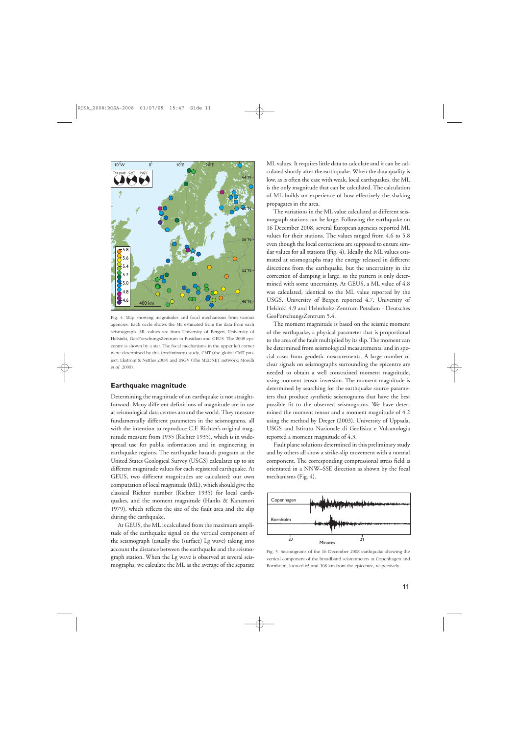Fig. 4. Map showing magnitudes and focal mechanisms from various agencies. Each circle shows the ML estimated from the data from each seismograph. ML values are from University of Bergen, University of Helsinki, GeoForschungsZentrum in Postdam and GEUS. The 2008 epicentre is shown by a star. The focal mechanisms in the upper left corner were determined by this (preliminary) study, CMT (the global CMT project; Ekström & Nettles 2008) and INGV (The MEDNET network; Morelli *et al.* 2000).

## Earthquake magnitude

Determining the magnitude of an earthquake is not straightforward. Many different definitions of magnitude are in use at seismological data centres around the world. They measure fundamentally different parameters in the seismograms, all with the intention to reproduce C.F. Richter's original magnitude measure from 1935 (Richter 1935), which is in widespread use for public information and in engineering in earthquake regions. The earthquake hazards program at the United States Geological Survey (USGS) calculates up to six different magnitude values for each registered earthquake. At GEUS, two different magnitudes are calculated: our own computation of local magnitude (ML), which should give the classical Richter number (Richter 1935) for local earthquakes, and the moment magnitude (Hanks & Kanamori 1979), which reflects the size of the fault area and the slip during the earthquake.

At GEUS, the ML is calculated from the maximum amplitude of the earthquake signal on the vertical component of the seismograph (usually the (surface) Lg wave) taking into account the distance between the earthquake and the seismograph station. When the Lg wave is observed at several seismographs, we calculate the ML as the average of the separate ML values. It requires little data to calculate and it can be calculated shortly after the earthquake. When the data quality is low, as is often the case with weak, local earthquakes, the ML is the only magnitude that can be calculated. The calculation of ML builds on experience of how effectively the shaking propagates in the area.

The variations in the ML value calculated at different seismograph stations can be large. Following the earthquake on 16 December 2008, several European agencies reported ML values for their stations. The values ranged from 4.6 to 5.8 even though the local corrections are supposed to ensure similar values for all stations (Fig. 4). Ideally the ML values estimated at seismographs map the energy released in different directions from the earthquake, but the uncertainty in the correction of damping is large, so the pattern is only determined with some uncertainty. At GEUS, a ML value of 4.8 was calculated, identical to the ML value reported by the USGS. University of Bergen reported 4.7, University of Helsinki 4.9 and Helmholtz-Zentrum Potsdam - Deutsches GeoForschungsZentrum 5.4.

The moment magnitude is based on the seismic moment of the earthquake, a physical parameter that is proportional to the area of the fault multiplied by its slip. The moment can be determined from seismological measurements, and in special cases from geodetic measurements. A large number of clear signals on seismographs surrounding the epicentre are needed to obtain a well constrained moment magnitude, using moment tensor inversion. The moment magnitude is determined by searching for the earthquake source parameters that produce synthetic seismograms that have the best possible fit to the observed seismograms. We have determined the moment tensor and a moment magnitude of 4.2 using the method by Dreger (2003). University of Uppsala, USGS and Istituto Nazionale di Geofisica e Vulcanologia reported a moment magnitude of 4.3.

Fault plane solutions determined in this preliminary study and by others all show a strike-slip movement with a normal component. The corresponding compressional stress field is orientated in a NNW–SSE direction as shown by the focal mechanisms (Fig. 4).

Fig. 5. Seismograms of the 16 December 2008 earthquake showing the vertical component of the broadband seismometers at Copenhagen and Bornholm, located 65 and 108 km from the epicentre, respectively.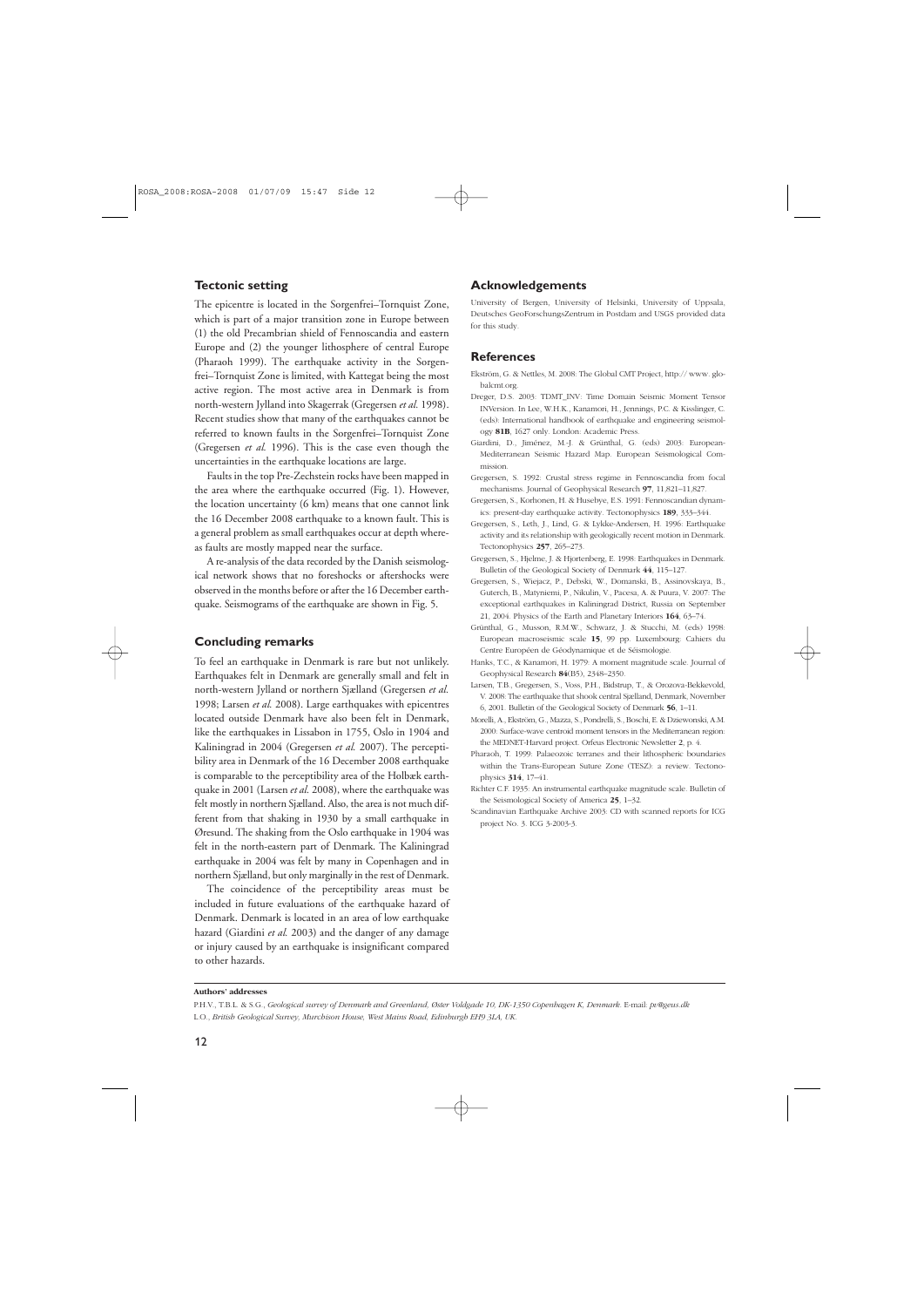## Tectonic setting

The epicentre is located in the Sorgenfrei–Tornquist Zone, which is part of a major transition zone in Europe between (1) the old Precambrian shield of Fennoscandia and eastern Europe and (2) the younger lithosphere of central Europe (Pharaoh 1999). The earthquake activity in the Sorgenfrei–Tornquist Zone is limited, with Kattegat being the most active region. The most active area in Denmark is from north-western Jylland into Skagerrak (Gregersen *et al.* 1998). Recent studies show that many of the earthquakes cannot be referred to known faults in the Sorgenfrei–Tornquist Zone (Gregersen *et al.* 1996). This is the case even though the uncertainties in the earthquake locations are large.

Faults in the top Pre-Zechstein rocks have been mapped in the area where the earthquake occurred (Fig. 1). However, the location uncertainty (6 km) means that one cannot link the 16 December 2008 earthquake to a known fault. This is a general problem as small earthquakes occur at depth whereas faults are mostly mapped near the surface.

A re-analysis of the data recorded by the Danish seismological network shows that no foreshocks or aftershocks were observed in the months before or after the 16 December earthquake. Seismograms of the earthquake are shown in Fig. 5.

## Concluding remarks

To feel an earthquake in Denmark is rare but not unlikely. Earthquakes felt in Denmark are generally small and felt in north-western Jylland or northern Sjælland (Gregersen *et al.* 1998; Larsen *et al.* 2008). Large earthquakes with epicentres located outside Denmark have also been felt in Denmark, like the earthquakes in Lissabon in 1755, Oslo in 1904 and Kaliningrad in 2004 (Gregersen *et al.* 2007). The perceptibility area in Denmark of the 16 December 2008 earthquake is comparable to the perceptibility area of the Holbæk earthquake in 2001 (Larsen *et al.* 2008), where the earthquake was felt mostly in northern Sjælland. Also, the area is not much different from that shaking in 1930 by a small earthquake in Øresund. The shaking from the Oslo earthquake in 1904 was felt in the north-eastern part of Denmark. The Kaliningrad earthquake in 2004 was felt by many in Copenhagen and in northern Sjælland, but only marginally in the rest of Denmark.

The coincidence of the perceptibility areas must be included in future evaluations of the earthquake hazard of Denmark. Denmark is located in an area of low earthquake hazard (Giardini *et al.* 2003) and the danger of any damage or injury caused by an earthquake is insignificant compared to other hazards.

## Acknowledgements

University of Bergen, University of Helsinki, University of Uppsala, Deutsches GeoForschungsZentrum in Postdam and USGS provided data for this study.

## References

Ekström, G. & Nettles, M. 2008: The Global CMT Project, http:// www. globalcmt.org.

Dreger, D.S. 2003: TDMT_INV: Time Domain Seismic Moment Tensor INVersion. In Lee, W.H.K., Kanamori, H., Jennings, P.C. & Kisslinger, C. (eds): International handbook of earthquake and engineering seismology **81B**, 1627 only. London: Academic Press.

Giardini, D., Jiménez, M.-J. & Grünthal, G. (eds) 2003: European-Mediterranean Seismic Hazard Map. European Seismological Commission.

Gregersen, S. 1992: Crustal stress regime in Fennoscandia from focal mechanisms. Journal of Geophysical Research **97**, 11,821–11,827.

Gregersen, S., Korhonen, H. & Husebye, E.S. 1991: Fennoscandian dynamics: present-day earthquake activity. Tectonophysics **189**, 333–344.

Gregersen, S., Leth, J., Lind, G. & Lykke-Andersen, H. 1996: Earthquake activity and its relationship with geologically recent motion in Denmark. Tectonophysics **257**, 265–273.

Gregersen, S., Hjelme, J. & Hjortenberg, E. 1998: Earthquakes in Denmark. Bulletin of the Geological Society of Denmark **44**, 115–127.

Gregersen, S., Wiejacz, P., Debski, W., Domanski, B., Assinovskaya, B., Guterch, B., Matyniemi, P., Nikulin, V., Pacesa, A. & Puura, V. 2007: The exceptional earthquakes in Kaliningrad District, Russia on September 21, 2004. Physics of the Earth and Planetary Interiors **164**, 63–74.

Grünthal, G., Musson, R.M.W., Schwarz, J. & Stucchi, M. (eds) 1998: European macroseismic scale **15**, 99 pp. Luxembourg: Cahiers du Centre Européen de Géodynamique et de Séismologie.

Hanks, T.C., & Kanamori, H. 1979: A moment magnitude scale. Journal of Geophysical Research **84**(B5), 2348–2350.

Larsen, T.B., Gregersen, S., Voss, P.H., Bidstrup, T., & Orozova-Bekkevold, V. 2008: The earthquake that shook central Sjælland, Denmark, November 6, 2001. Bulletin of the Geological Society of Denmark **56**, 1–11.

Morelli, A., Ekström, G., Mazza, S., Pondrelli, S., Boschi, E. & Dziewonski, A.M. 2000: Surface-wave centroid moment tensors in the Mediterranean region: the MEDNET-Harvard project. Orfeus Electronic Newsletter **2**, p. 4.

Pharaoh, T. 1999: Palaeozoic terranes and their lithospheric boundaries within the Trans-European Suture Zone (TESZ): a review. Tectonophysics **314**, 17–41.

Richter C.F. 1935: An instrumental earthquake magnitude scale. Bulletin of the Seismological Society of America **25**, 1–32.

Scandinavian Earthquake Archive 2003: CD with scanned reports for ICG project No. 3. ICG 3-2003-3.

**Authors' addresses**

P.H.V., T.B.L. & S.G., *Geological survey of Denmark and Greenland, Øster Voldgade 10, DK-1350 Copenhagen K, Denmark.* E-mail: *pv@geus.dk*

L.O., *British Geological Survey, Murchison House, West Mains Road, Edinburgh EH9 3LA, UK.*